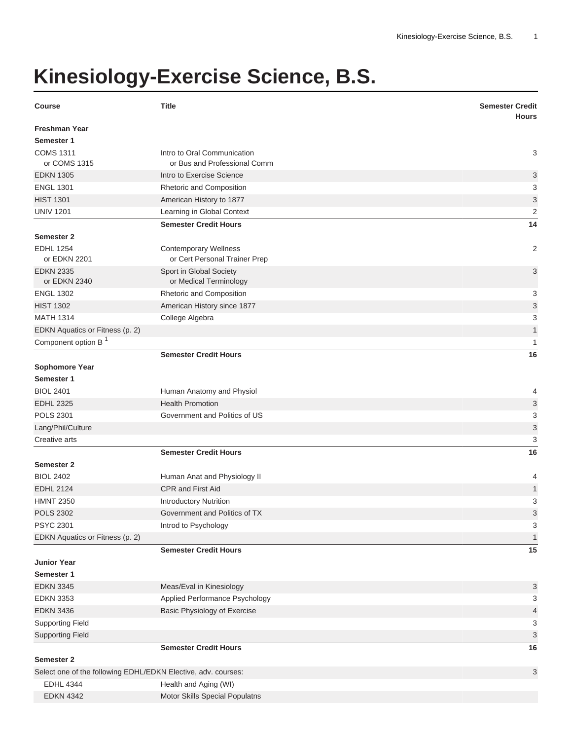# Kinesiology-Exercise Science, B.S.

| Course | Title | Semester Credit Hours |
|---|---|---|
| **Freshman Year** | | |
| **Semester 1** | | |
| COMS 1311<br>or COMS 1315 | Intro to Oral Communication<br>or Bus and Professional Comm | 3 |
| EDKN 1305 | Intro to Exercise Science | 3 |
| ENGL 1301 | Rhetoric and Composition | 3 |
| HIST 1301 | American History to 1877 | 3 |
| UNIV 1201 | Learning in Global Context | 2 |
| | **Semester Credit Hours** | **14** |
| **Semester 2** | | |
| EDHL 1254<br>or EDKN 2201 | Contemporary Wellness<br>or Cert Personal Trainer Prep | 2 |
| EDKN 2335<br>or EDKN 2340 | Sport in Global Society<br>or Medical Terminology | 3 |
| ENGL 1302 | Rhetoric and Composition | 3 |
| HIST 1302 | American History since 1877 | 3 |
| MATH 1314 | College Algebra | 3 |
| EDKN Aquatics or Fitness (p. 2) | | 1 |
| Component option B [1] | | 1 |
| | **Semester Credit Hours** | **16** |
| **Sophomore Year** | | |
| **Semester 1** | | |
| BIOL 2401 | Human Anatomy and Physiol | 4 |
| EDHL 2325 | Health Promotion | 3 |
| POLS 2301 | Government and Politics of US | 3 |
| Lang/Phil/Culture | | 3 |
| Creative arts | | 3 |
| | **Semester Credit Hours** | **16** |
| **Semester 2** | | |
| BIOL 2402 | Human Anat and Physiology II | 4 |
| EDHL 2124 | CPR and First Aid | 1 |
| HMNT 2350 | Introductory Nutrition | 3 |
| POLS 2302 | Government and Politics of TX | 3 |
| PSYC 2301 | Introd to Psychology | 3 |
| EDKN Aquatics or Fitness (p. 2) | | 1 |
| | **Semester Credit Hours** | **15** |
| **Junior Year** | | |
| **Semester 1** | | |
| EDKN 3345 | Meas/Eval in Kinesiology | 3 |
| EDKN 3353 | Applied Performance Psychology | 3 |
| EDKN 3436 | Basic Physiology of Exercise | 4 |
| Supporting Field | | 3 |
| Supporting Field | | 3 |
| | **Semester Credit Hours** | **16** |
| **Semester 2** | | |
| Select one of the following EDHL/EDKN Elective, adv. courses: | | 3 |
| EDHL 4344 | Health and Aging (WI) | |
| EDKN 4342 | Motor Skills Special Populatns | |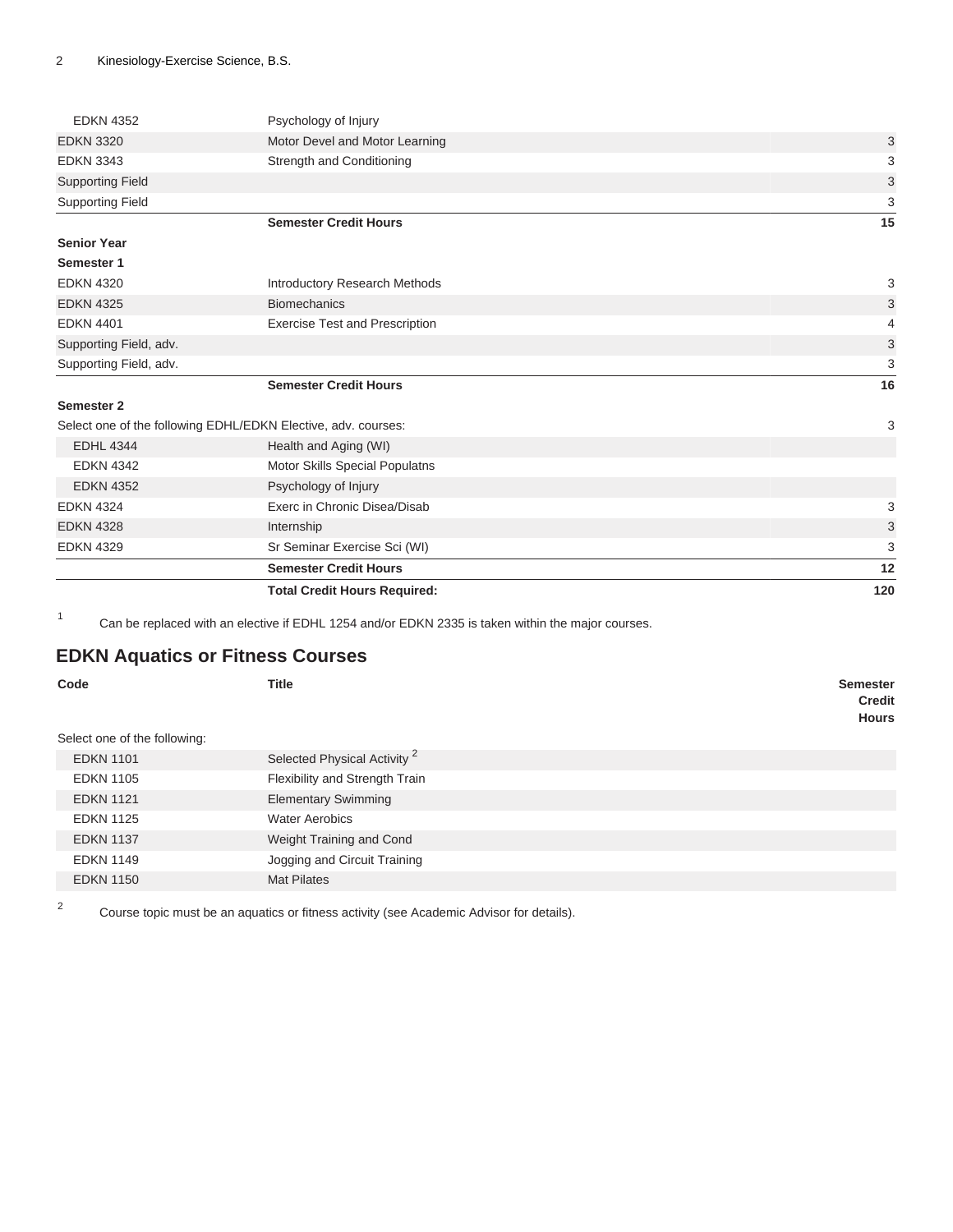| | | |
|---|---|---|
| EDKN 4352 | Psychology of Injury | |
| EDKN 3320 | Motor Devel and Motor Learning | 3 |
| EDKN 3343 | Strength and Conditioning | 3 |
| Supporting Field | | 3 |
| Supporting Field | | 3 |
| | **Semester Credit Hours** | **15** |
| **Senior Year** | | |
| **Semester 1** | | |
| EDKN 4320 | Introductory Research Methods | 3 |
| EDKN 4325 | Biomechanics | 3 |
| EDKN 4401 | Exercise Test and Prescription | 4 |
| Supporting Field, adv. | | 3 |
| Supporting Field, adv. | | 3 |
| | **Semester Credit Hours** | **16** |
| **Semester 2** | | |
| Select one of the following EDHL/EDKN Elective, adv. courses: | | 3 |
| EDHL 4344 | Health and Aging (WI) | |
| EDKN 4342 | Motor Skills Special Populatns | |
| EDKN 4352 | Psychology of Injury | |
| EDKN 4324 | Exerc in Chronic Disea/Disab | 3 |
| EDKN 4328 | Internship | 3 |
| EDKN 4329 | Sr Seminar Exercise Sci (WI) | 3 |
| | **Semester Credit Hours** | **12** |
| | **Total Credit Hours Required:** | **120** |

1 Can be replaced with an elective if EDHL 1254 and/or EDKN 2335 is taken within the major courses.

## EDKN Aquatics or Fitness Courses

| Code | Title | Semester Credit Hours |
|---|---|---|
| Select one of the following: | | |
| EDKN 1101 | Selected Physical Activity [2] | |
| EDKN 1105 | Flexibility and Strength Train | |
| EDKN 1121 | Elementary Swimming | |
| EDKN 1125 | Water Aerobics | |
| EDKN 1137 | Weight Training and Cond | |
| EDKN 1149 | Jogging and Circuit Training | |
| EDKN 1150 | Mat Pilates | |

2 Course topic must be an aquatics or fitness activity (see Academic Advisor for details).